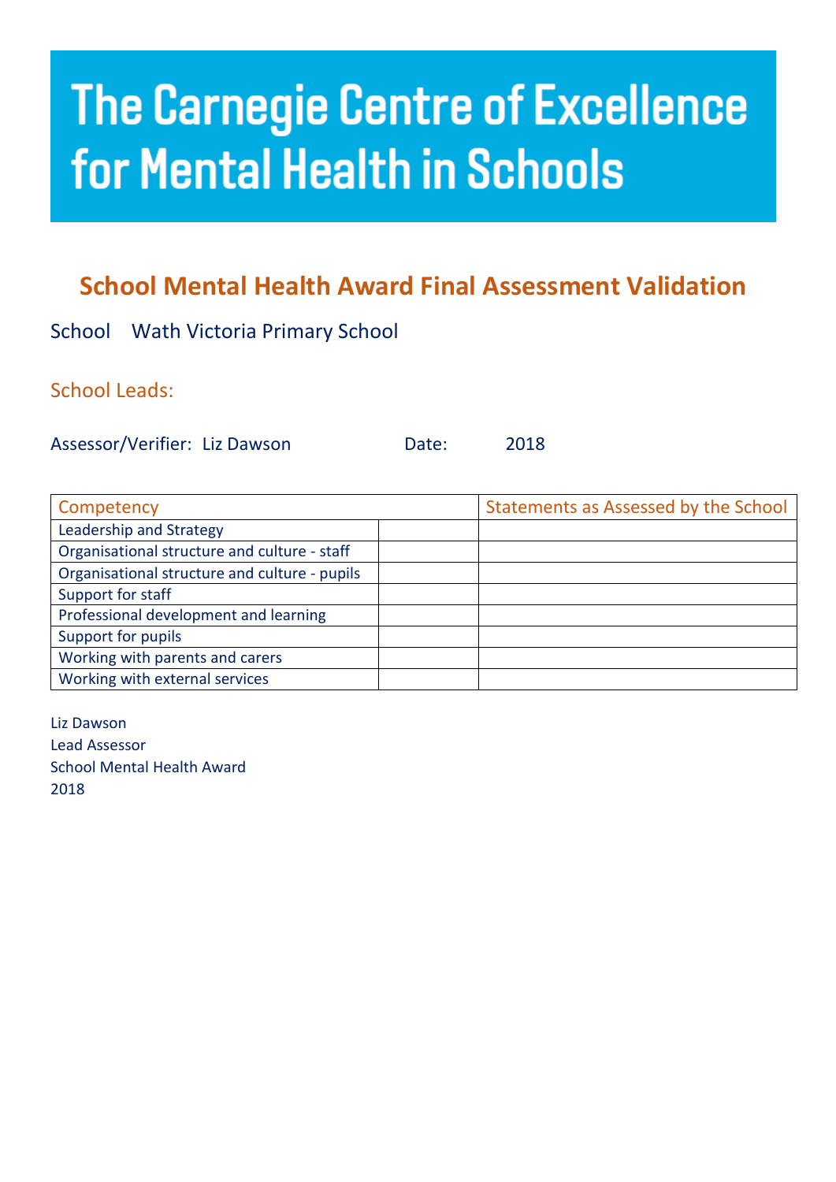# The Carnegie Centre of Excellence for Mental Health in Schools

## School Mental Health Award Final Assessment Validation

School Wath Victoria Primary School

School Leads:

Assessor/Verifier: Liz Dawson Date: 2018

| Competency | | Statements as Assessed by the School |
|---|---|---|
| Leadership and Strategy | | |
| Organisational structure and culture - staff | | |
| Organisational structure and culture - pupils | | |
| Support for staff | | |
| Professional development and learning | | |
| Support for pupils | | |
| Working with parents and carers | | |
| Working with external services | | |

Liz Dawson
Lead Assessor
School Mental Health Award
2018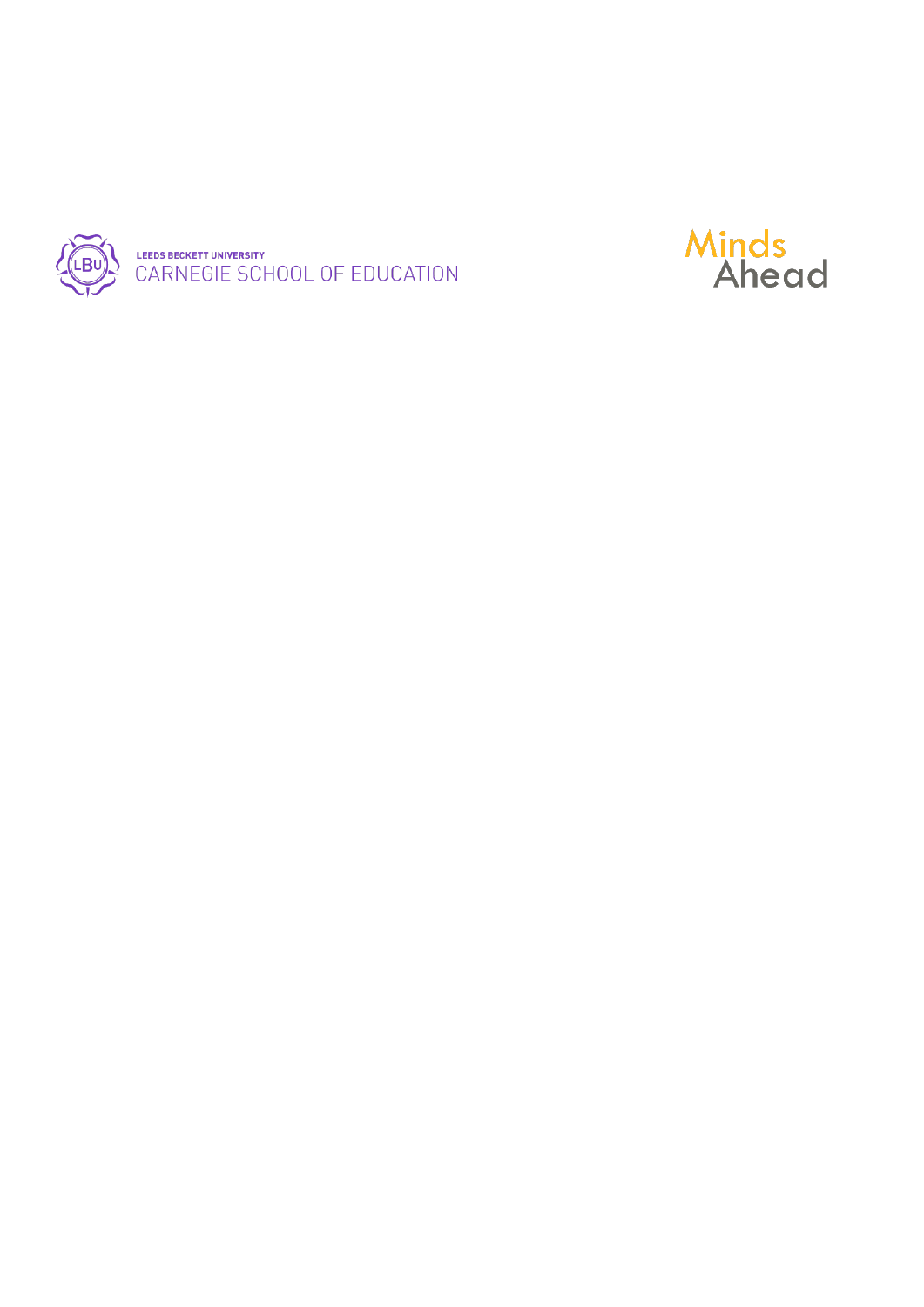LEEDS BECKETT UNIVERSITY
CARNEGIE SCHOOL OF EDUCATION

Minds
Ahead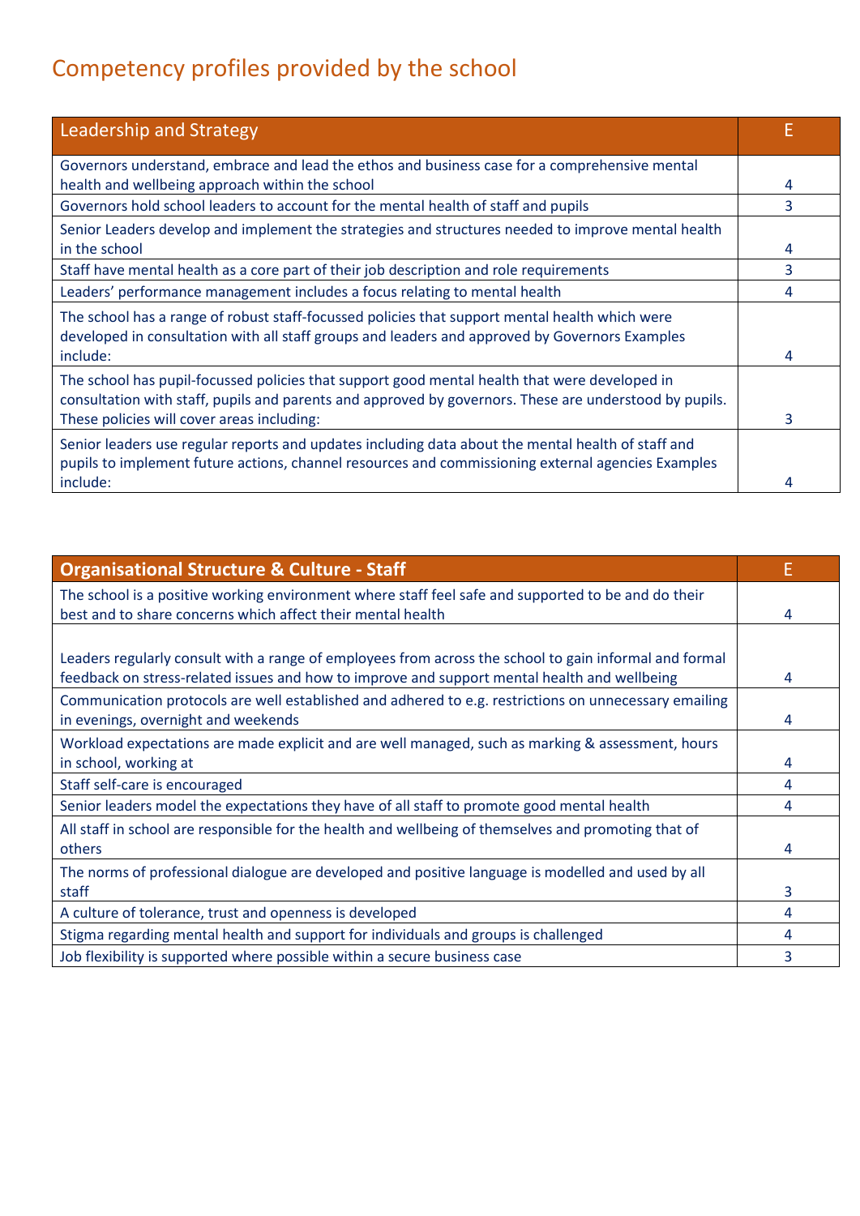## Competency profiles provided by the school

| Leadership and Strategy | E |
|---|---|
| Governors understand, embrace and lead the ethos and business case for a comprehensive mental health and wellbeing approach within the school | 4 |
| Governors hold school leaders to account for the mental health of staff and pupils | 3 |
| Senior Leaders develop and implement the strategies and structures needed to improve mental health in the school | 4 |
| Staff have mental health as a core part of their job description and role requirements | 3 |
| Leaders' performance management includes a focus relating to mental health | 4 |
| The school has a range of robust staff-focussed policies that support mental health which were developed in consultation with all staff groups and leaders and approved by Governors Examples include: | 4 |
| The school has pupil-focussed policies that support good mental health that were developed in consultation with staff, pupils and parents and approved by governors. These are understood by pupils. These policies will cover areas including: | 3 |
| Senior leaders use regular reports and updates including data about the mental health of staff and pupils to implement future actions, channel resources and commissioning external agencies Examples include: | 4 |

| **Organisational Structure & Culture - Staff** | E |
|---|---|
| The school is a positive working environment where staff feel safe and supported to be and do their best and to share concerns which affect their mental health | 4 |
| Leaders regularly consult with a range of employees from across the school to gain informal and formal feedback on stress-related issues and how to improve and support mental health and wellbeing | 4 |
| Communication protocols are well established and adhered to e.g. restrictions on unnecessary emailing in evenings, overnight and weekends | 4 |
| Workload expectations are made explicit and are well managed, such as marking & assessment, hours in school, working at | 4 |
| Staff self-care is encouraged | 4 |
| Senior leaders model the expectations they have of all staff to promote good mental health | 4 |
| All staff in school are responsible for the health and wellbeing of themselves and promoting that of others | 4 |
| The norms of professional dialogue are developed and positive language is modelled and used by all staff | 3 |
| A culture of tolerance, trust and openness is developed | 4 |
| Stigma regarding mental health and support for individuals and groups is challenged | 4 |
| Job flexibility is supported where possible within a secure business case | 3 |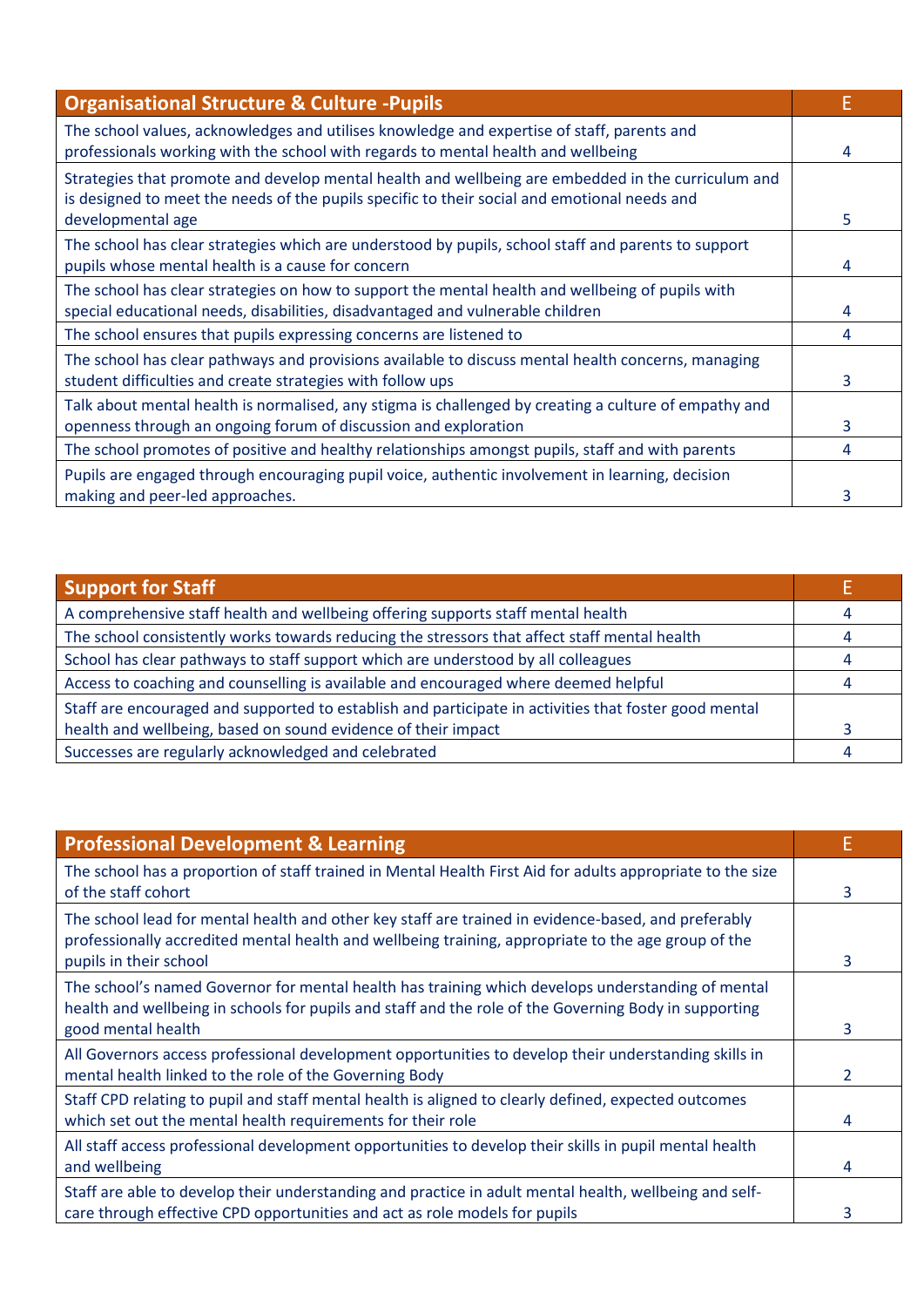| Organisational Structure & Culture -Pupils | E |
|---|---|
| The school values, acknowledges and utilises knowledge and expertise of staff, parents and professionals working with the school with regards to mental health and wellbeing | 4 |
| Strategies that promote and develop mental health and wellbeing are embedded in the curriculum and is designed to meet the needs of the pupils specific to their social and emotional needs and developmental age | 5 |
| The school has clear strategies which are understood by pupils, school staff and parents to support pupils whose mental health is a cause for concern | 4 |
| The school has clear strategies on how to support the mental health and wellbeing of pupils with special educational needs, disabilities, disadvantaged and vulnerable children | 4 |
| The school ensures that pupils expressing concerns are listened to | 4 |
| The school has clear pathways and provisions available to discuss mental health concerns, managing student difficulties and create strategies with follow ups | 3 |
| Talk about mental health is normalised, any stigma is challenged by creating a culture of empathy and openness through an ongoing forum of discussion and exploration | 3 |
| The school promotes of positive and healthy relationships amongst pupils, staff and with parents | 4 |
| Pupils are engaged through encouraging pupil voice, authentic involvement in learning, decision making and peer-led approaches. | 3 |

| Support for Staff | E |
|---|---|
| A comprehensive staff health and wellbeing offering supports staff mental health | 4 |
| The school consistently works towards reducing the stressors that affect staff mental health | 4 |
| School has clear pathways to staff support which are understood by all colleagues | 4 |
| Access to coaching and counselling is available and encouraged where deemed helpful | 4 |
| Staff are encouraged and supported to establish and participate in activities that foster good mental health and wellbeing, based on sound evidence of their impact | 3 |
| Successes are regularly acknowledged and celebrated | 4 |

| Professional Development & Learning | E |
|---|---|
| The school has a proportion of staff trained in Mental Health First Aid for adults appropriate to the size of the staff cohort | 3 |
| The school lead for mental health and other key staff are trained in evidence-based, and preferably professionally accredited mental health and wellbeing training, appropriate to the age group of the pupils in their school | 3 |
| The school's named Governor for mental health has training which develops understanding of mental health and wellbeing in schools for pupils and staff and the role of the Governing Body in supporting good mental health | 3 |
| All Governors access professional development opportunities to develop their understanding skills in mental health linked to the role of the Governing Body | 2 |
| Staff CPD relating to pupil and staff mental health is aligned to clearly defined, expected outcomes which set out the mental health requirements for their role | 4 |
| All staff access professional development opportunities to develop their skills in pupil mental health and wellbeing | 4 |
| Staff are able to develop their understanding and practice in adult mental health, wellbeing and self-care through effective CPD opportunities and act as role models for pupils | 3 |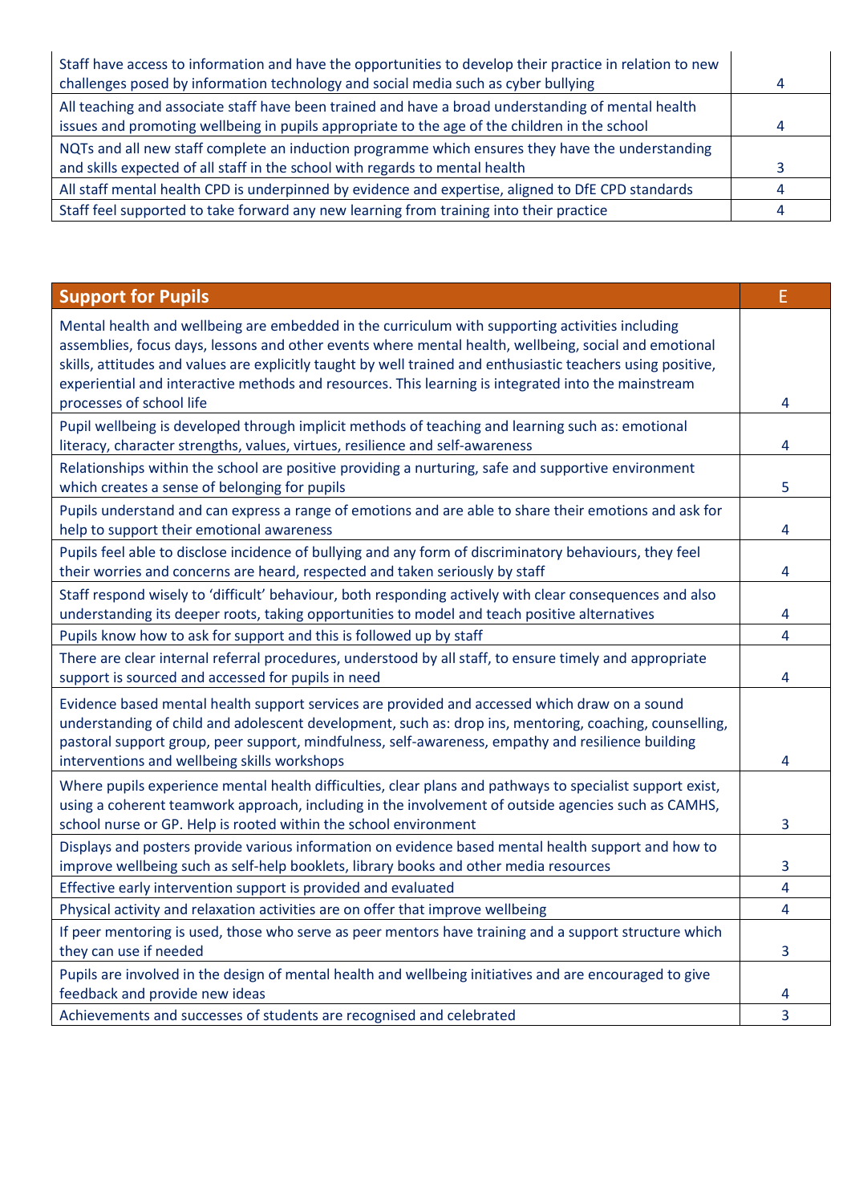| | |
|---|---|
| Staff have access to information and have the opportunities to develop their practice in relation to new challenges posed by information technology and social media such as cyber bullying | 4 |
| All teaching and associate staff have been trained and have a broad understanding of mental health issues and promoting wellbeing in pupils appropriate to the age of the children in the school | 4 |
| NQTs and all new staff complete an induction programme which ensures they have the understanding and skills expected of all staff in the school with regards to mental health | 3 |
| All staff mental health CPD is underpinned by evidence and expertise, aligned to DfE CPD standards | 4 |
| Staff feel supported to take forward any new learning from training into their practice | 4 |

| Support for Pupils | E |
|---|---|
| Mental health and wellbeing are embedded in the curriculum with supporting activities including assemblies, focus days, lessons and other events where mental health, wellbeing, social and emotional skills, attitudes and values are explicitly taught by well trained and enthusiastic teachers using positive, experiential and interactive methods and resources. This learning is integrated into the mainstream processes of school life | 4 |
| Pupil wellbeing is developed through implicit methods of teaching and learning such as: emotional literacy, character strengths, values, virtues, resilience and self-awareness | 4 |
| Relationships within the school are positive providing a nurturing, safe and supportive environment which creates a sense of belonging for pupils | 5 |
| Pupils understand and can express a range of emotions and are able to share their emotions and ask for help to support their emotional awareness | 4 |
| Pupils feel able to disclose incidence of bullying and any form of discriminatory behaviours, they feel their worries and concerns are heard, respected and taken seriously by staff | 4 |
| Staff respond wisely to 'difficult' behaviour, both responding actively with clear consequences and also understanding its deeper roots, taking opportunities to model and teach positive alternatives | 4 |
| Pupils know how to ask for support and this is followed up by staff | 4 |
| There are clear internal referral procedures, understood by all staff, to ensure timely and appropriate support is sourced and accessed for pupils in need | 4 |
| Evidence based mental health support services are provided and accessed which draw on a sound understanding of child and adolescent development, such as: drop ins, mentoring, coaching, counselling, pastoral support group, peer support, mindfulness, self-awareness, empathy and resilience building interventions and wellbeing skills workshops | 4 |
| Where pupils experience mental health difficulties, clear plans and pathways to specialist support exist, using a coherent teamwork approach, including in the involvement of outside agencies such as CAMHS, school nurse or GP. Help is rooted within the school environment | 3 |
| Displays and posters provide various information on evidence based mental health support and how to improve wellbeing such as self-help booklets, library books and other media resources | 3 |
| Effective early intervention support is provided and evaluated | 4 |
| Physical activity and relaxation activities are on offer that improve wellbeing | 4 |
| If peer mentoring is used, those who serve as peer mentors have training and a support structure which they can use if needed | 3 |
| Pupils are involved in the design of mental health and wellbeing initiatives and are encouraged to give feedback and provide new ideas | 4 |
| Achievements and successes of students are recognised and celebrated | 3 |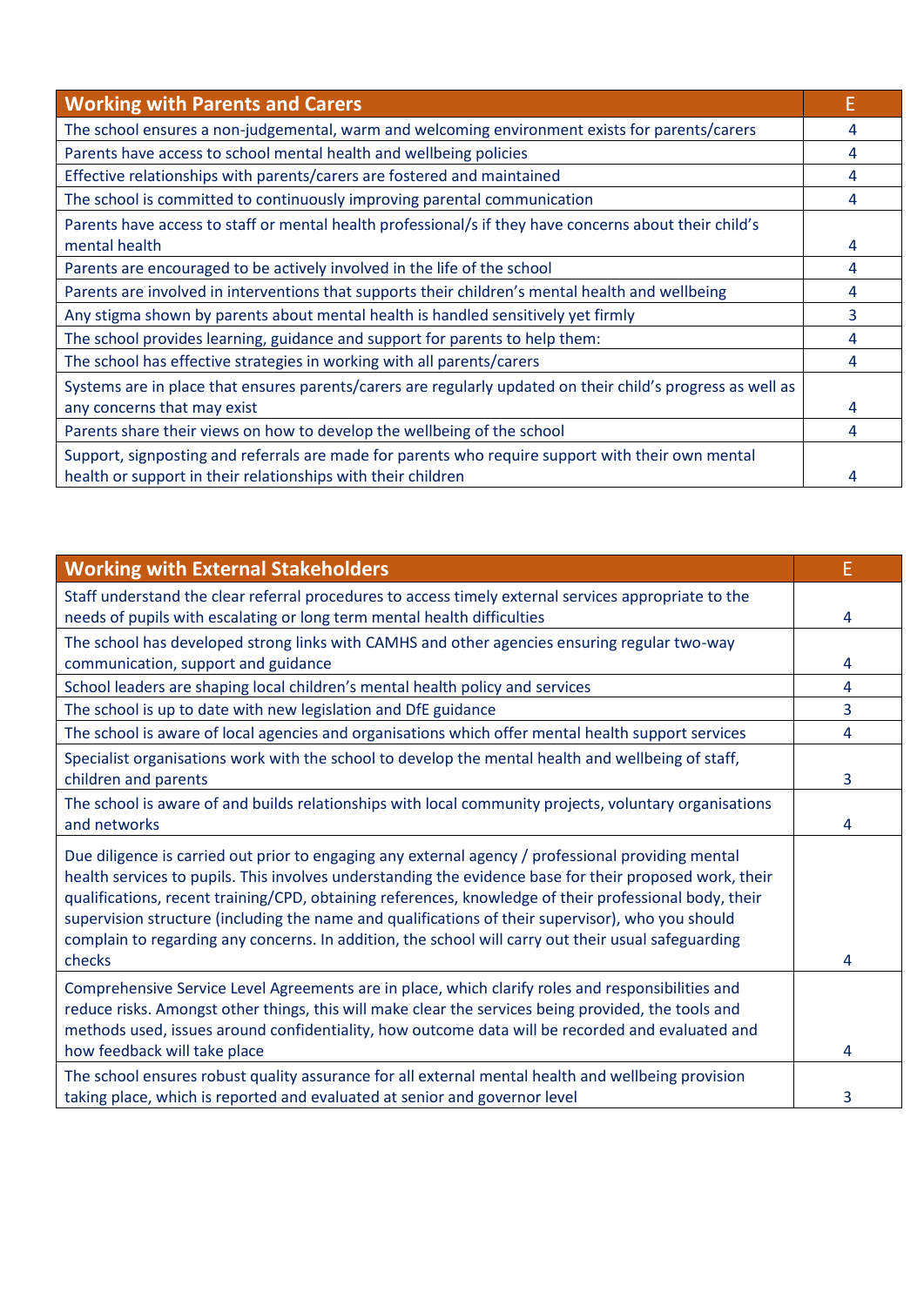| Working with Parents and Carers | E |
|---|---|
| The school ensures a non-judgemental, warm and welcoming environment exists for parents/carers | 4 |
| Parents have access to school mental health and wellbeing policies | 4 |
| Effective relationships with parents/carers are fostered and maintained | 4 |
| The school is committed to continuously improving parental communication | 4 |
| Parents have access to staff or mental health professional/s if they have concerns about their child's mental health | 4 |
| Parents are encouraged to be actively involved in the life of the school | 4 |
| Parents are involved in interventions that supports their children's mental health and wellbeing | 4 |
| Any stigma shown by parents about mental health is handled sensitively yet firmly | 3 |
| The school provides learning, guidance and support for parents to help them: | 4 |
| The school has effective strategies in working with all parents/carers | 4 |
| Systems are in place that ensures parents/carers are regularly updated on their child's progress as well as any concerns that may exist | 4 |
| Parents share their views on how to develop the wellbeing of the school | 4 |
| Support, signposting and referrals are made for parents who require support with their own mental health or support in their relationships with their children | 4 |

| Working with External Stakeholders | E |
|---|---|
| Staff understand the clear referral procedures to access timely external services appropriate to the needs of pupils with escalating or long term mental health difficulties | 4 |
| The school has developed strong links with CAMHS and other agencies ensuring regular two-way communication, support and guidance | 4 |
| School leaders are shaping local children's mental health policy and services | 4 |
| The school is up to date with new legislation and DfE guidance | 3 |
| The school is aware of local agencies and organisations which offer mental health support services | 4 |
| Specialist organisations work with the school to develop the mental health and wellbeing of staff, children and parents | 3 |
| The school is aware of and builds relationships with local community projects, voluntary organisations and networks | 4 |
| Due diligence is carried out prior to engaging any external agency / professional providing mental health services to pupils. This involves understanding the evidence base for their proposed work, their qualifications, recent training/CPD, obtaining references, knowledge of their professional body, their supervision structure (including the name and qualifications of their supervisor), who you should complain to regarding any concerns. In addition, the school will carry out their usual safeguarding checks | 4 |
| Comprehensive Service Level Agreements are in place, which clarify roles and responsibilities and reduce risks. Amongst other things, this will make clear the services being provided, the tools and methods used, issues around confidentiality, how outcome data will be recorded and evaluated and how feedback will take place | 4 |
| The school ensures robust quality assurance for all external mental health and wellbeing provision taking place, which is reported and evaluated at senior and governor level | 3 |